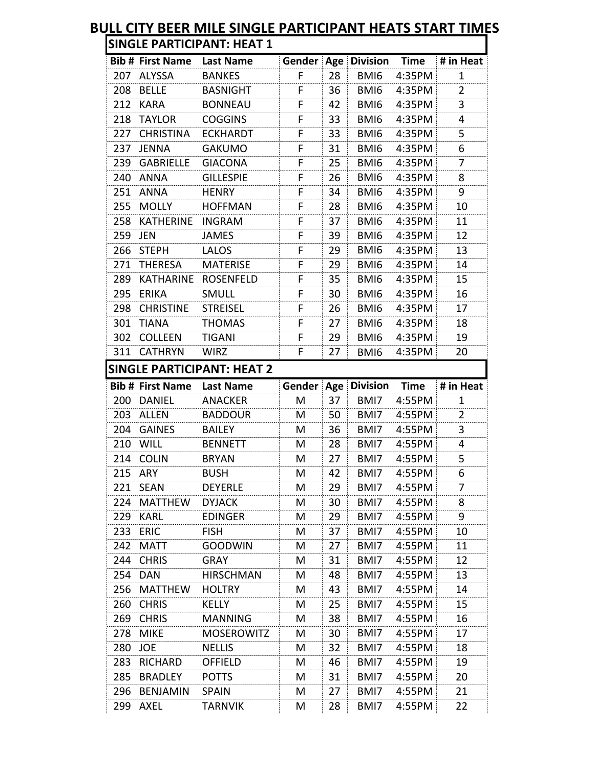# BULL CITY BEER MILE SINGLE PARTICIPANT HEATS START TIMES

## SINGLE PARTICIPANT: HEAT 1

| Bib # | First Name | Last Name | Gender | Age | Division | Time | # in Heat |
|---|---|---|---|---|---|---|---|
| 207 | ALYSSA | BANKES | F | 28 | BMI6 | 4:35PM | 1 |
| 208 | BELLE | BASNIGHT | F | 36 | BMI6 | 4:35PM | 2 |
| 212 | KARA | BONNEAU | F | 42 | BMI6 | 4:35PM | 3 |
| 218 | TAYLOR | COGGINS | F | 33 | BMI6 | 4:35PM | 4 |
| 227 | CHRISTINA | ECKHARDT | F | 33 | BMI6 | 4:35PM | 5 |
| 237 | JENNA | GAKUMO | F | 31 | BMI6 | 4:35PM | 6 |
| 239 | GABRIELLE | GIACONA | F | 25 | BMI6 | 4:35PM | 7 |
| 240 | ANNA | GILLESPIE | F | 26 | BMI6 | 4:35PM | 8 |
| 251 | ANNA | HENRY | F | 34 | BMI6 | 4:35PM | 9 |
| 255 | MOLLY | HOFFMAN | F | 28 | BMI6 | 4:35PM | 10 |
| 258 | KATHERINE | INGRAM | F | 37 | BMI6 | 4:35PM | 11 |
| 259 | JEN | JAMES | F | 39 | BMI6 | 4:35PM | 12 |
| 266 | STEPH | LALOS | F | 29 | BMI6 | 4:35PM | 13 |
| 271 | THERESA | MATERISE | F | 29 | BMI6 | 4:35PM | 14 |
| 289 | KATHARINE | ROSENFELD | F | 35 | BMI6 | 4:35PM | 15 |
| 295 | ERIKA | SMULL | F | 30 | BMI6 | 4:35PM | 16 |
| 298 | CHRISTINE | STREISEL | F | 26 | BMI6 | 4:35PM | 17 |
| 301 | TIANA | THOMAS | F | 27 | BMI6 | 4:35PM | 18 |
| 302 | COLLEEN | TIGANI | F | 29 | BMI6 | 4:35PM | 19 |
| 311 | CATHRYN | WIRZ | F | 27 | BMI6 | 4:35PM | 20 |

## SINGLE PARTICIPANT: HEAT 2

| Bib # | First Name | Last Name | Gender | Age | Division | Time | # in Heat |
|---|---|---|---|---|---|---|---|
| 200 | DANIEL | ANACKER | M | 37 | BMI7 | 4:55PM | 1 |
| 203 | ALLEN | BADDOUR | M | 50 | BMI7 | 4:55PM | 2 |
| 204 | GAINES | BAILEY | M | 36 | BMI7 | 4:55PM | 3 |
| 210 | WILL | BENNETT | M | 28 | BMI7 | 4:55PM | 4 |
| 214 | COLIN | BRYAN | M | 27 | BMI7 | 4:55PM | 5 |
| 215 | ARY | BUSH | M | 42 | BMI7 | 4:55PM | 6 |
| 221 | SEAN | DEYERLE | M | 29 | BMI7 | 4:55PM | 7 |
| 224 | MATTHEW | DYJACK | M | 30 | BMI7 | 4:55PM | 8 |
| 229 | KARL | EDINGER | M | 29 | BMI7 | 4:55PM | 9 |
| 233 | ERIC | FISH | M | 37 | BMI7 | 4:55PM | 10 |
| 242 | MATT | GOODWIN | M | 27 | BMI7 | 4:55PM | 11 |
| 244 | CHRIS | GRAY | M | 31 | BMI7 | 4:55PM | 12 |
| 254 | DAN | HIRSCHMAN | M | 48 | BMI7 | 4:55PM | 13 |
| 256 | MATTHEW | HOLTRY | M | 43 | BMI7 | 4:55PM | 14 |
| 260 | CHRIS | KELLY | M | 25 | BMI7 | 4:55PM | 15 |
| 269 | CHRIS | MANNING | M | 38 | BMI7 | 4:55PM | 16 |
| 278 | MIKE | MOSEROWITZ | M | 30 | BMI7 | 4:55PM | 17 |
| 280 | JOE | NELLIS | M | 32 | BMI7 | 4:55PM | 18 |
| 283 | RICHARD | OFFIELD | M | 46 | BMI7 | 4:55PM | 19 |
| 285 | BRADLEY | POTTS | M | 31 | BMI7 | 4:55PM | 20 |
| 296 | BENJAMIN | SPAIN | M | 27 | BMI7 | 4:55PM | 21 |
| 299 | AXEL | TARNVIK | M | 28 | BMI7 | 4:55PM | 22 |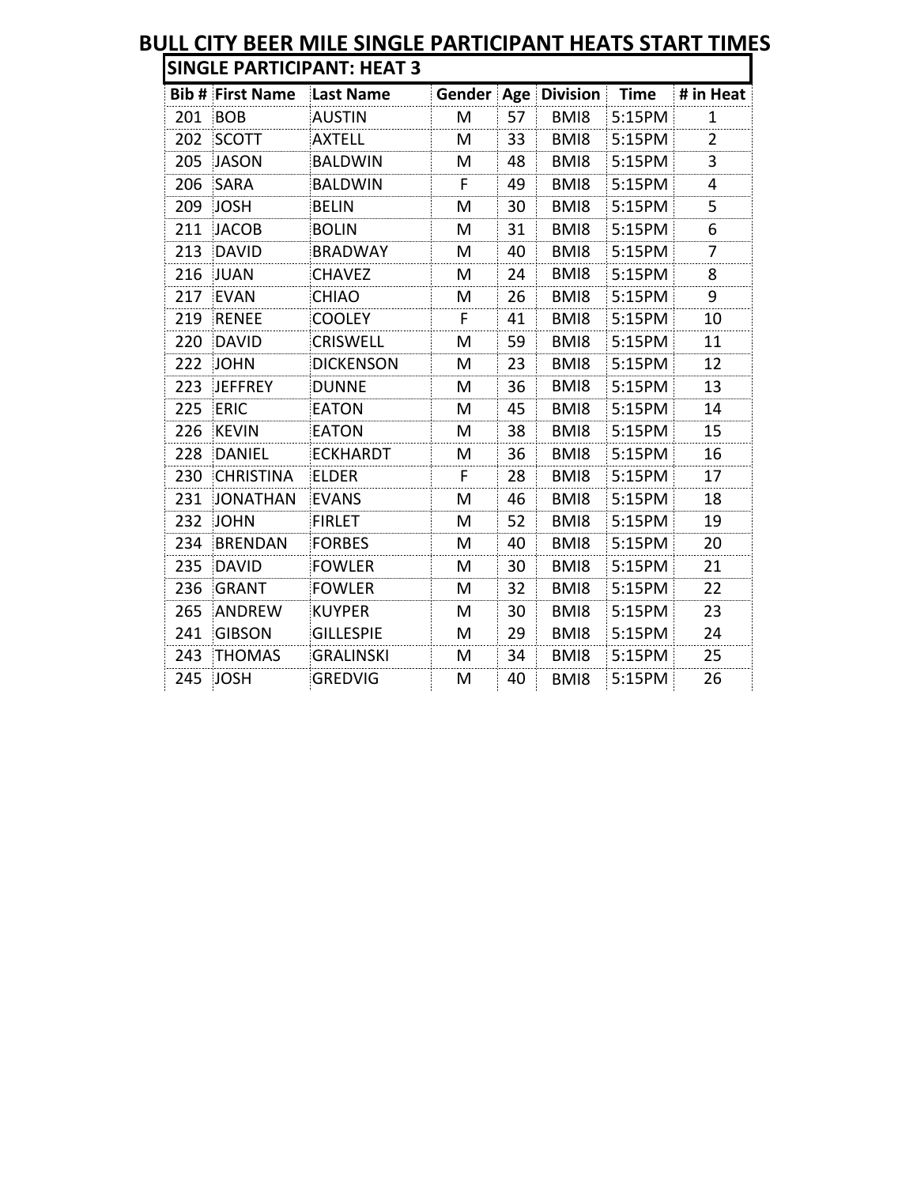# BULL CITY BEER MILE SINGLE PARTICIPANT HEATS START TIMES

## SINGLE PARTICIPANT: HEAT 3

| Bib # | First Name | Last Name | Gender | Age | Division | Time | # in Heat |
|---|---|---|---|---|---|---|---|
| 201 | BOB | AUSTIN | M | 57 | BMI8 | 5:15PM | 1 |
| 202 | SCOTT | AXTELL | M | 33 | BMI8 | 5:15PM | 2 |
| 205 | JASON | BALDWIN | M | 48 | BMI8 | 5:15PM | 3 |
| 206 | SARA | BALDWIN | F | 49 | BMI8 | 5:15PM | 4 |
| 209 | JOSH | BELIN | M | 30 | BMI8 | 5:15PM | 5 |
| 211 | JACOB | BOLIN | M | 31 | BMI8 | 5:15PM | 6 |
| 213 | DAVID | BRADWAY | M | 40 | BMI8 | 5:15PM | 7 |
| 216 | JUAN | CHAVEZ | M | 24 | BMI8 | 5:15PM | 8 |
| 217 | EVAN | CHIAO | M | 26 | BMI8 | 5:15PM | 9 |
| 219 | RENEE | COOLEY | F | 41 | BMI8 | 5:15PM | 10 |
| 220 | DAVID | CRISWELL | M | 59 | BMI8 | 5:15PM | 11 |
| 222 | JOHN | DICKENSON | M | 23 | BMI8 | 5:15PM | 12 |
| 223 | JEFFREY | DUNNE | M | 36 | BMI8 | 5:15PM | 13 |
| 225 | ERIC | EATON | M | 45 | BMI8 | 5:15PM | 14 |
| 226 | KEVIN | EATON | M | 38 | BMI8 | 5:15PM | 15 |
| 228 | DANIEL | ECKHARDT | M | 36 | BMI8 | 5:15PM | 16 |
| 230 | CHRISTINA | ELDER | F | 28 | BMI8 | 5:15PM | 17 |
| 231 | JONATHAN | EVANS | M | 46 | BMI8 | 5:15PM | 18 |
| 232 | JOHN | FIRLET | M | 52 | BMI8 | 5:15PM | 19 |
| 234 | BRENDAN | FORBES | M | 40 | BMI8 | 5:15PM | 20 |
| 235 | DAVID | FOWLER | M | 30 | BMI8 | 5:15PM | 21 |
| 236 | GRANT | FOWLER | M | 32 | BMI8 | 5:15PM | 22 |
| 265 | ANDREW | KUYPER | M | 30 | BMI8 | 5:15PM | 23 |
| 241 | GIBSON | GILLESPIE | M | 29 | BMI8 | 5:15PM | 24 |
| 243 | THOMAS | GRALINSKI | M | 34 | BMI8 | 5:15PM | 25 |
| 245 | JOSH | GREDVIG | M | 40 | BMI8 | 5:15PM | 26 |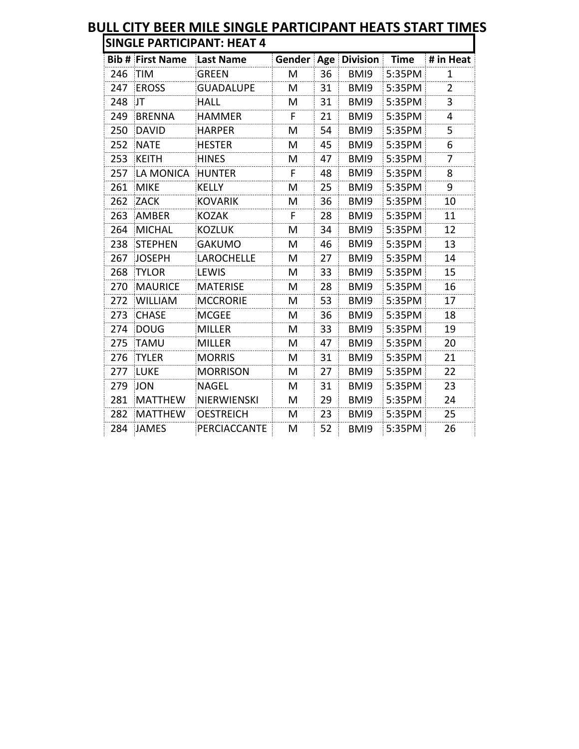# BULL CITY BEER MILE SINGLE PARTICIPANT HEATS START TIMES

## SINGLE PARTICIPANT: HEAT 4

| Bib # | First Name | Last Name | Gender | Age | Division | Time | # in Heat |
|---|---|---|---|---|---|---|---|
| 246 | TIM | GREEN | M | 36 | BMI9 | 5:35PM | 1 |
| 247 | EROSS | GUADALUPE | M | 31 | BMI9 | 5:35PM | 2 |
| 248 | JT | HALL | M | 31 | BMI9 | 5:35PM | 3 |
| 249 | BRENNA | HAMMER | F | 21 | BMI9 | 5:35PM | 4 |
| 250 | DAVID | HARPER | M | 54 | BMI9 | 5:35PM | 5 |
| 252 | NATE | HESTER | M | 45 | BMI9 | 5:35PM | 6 |
| 253 | KEITH | HINES | M | 47 | BMI9 | 5:35PM | 7 |
| 257 | LA MONICA | HUNTER | F | 48 | BMI9 | 5:35PM | 8 |
| 261 | MIKE | KELLY | M | 25 | BMI9 | 5:35PM | 9 |
| 262 | ZACK | KOVARIK | M | 36 | BMI9 | 5:35PM | 10 |
| 263 | AMBER | KOZAK | F | 28 | BMI9 | 5:35PM | 11 |
| 264 | MICHAL | KOZLUK | M | 34 | BMI9 | 5:35PM | 12 |
| 238 | STEPHEN | GAKUMO | M | 46 | BMI9 | 5:35PM | 13 |
| 267 | JOSEPH | LAROCHELLE | M | 27 | BMI9 | 5:35PM | 14 |
| 268 | TYLOR | LEWIS | M | 33 | BMI9 | 5:35PM | 15 |
| 270 | MAURICE | MATERISE | M | 28 | BMI9 | 5:35PM | 16 |
| 272 | WILLIAM | MCCRORIE | M | 53 | BMI9 | 5:35PM | 17 |
| 273 | CHASE | MCGEE | M | 36 | BMI9 | 5:35PM | 18 |
| 274 | DOUG | MILLER | M | 33 | BMI9 | 5:35PM | 19 |
| 275 | TAMU | MILLER | M | 47 | BMI9 | 5:35PM | 20 |
| 276 | TYLER | MORRIS | M | 31 | BMI9 | 5:35PM | 21 |
| 277 | LUKE | MORRISON | M | 27 | BMI9 | 5:35PM | 22 |
| 279 | JON | NAGEL | M | 31 | BMI9 | 5:35PM | 23 |
| 281 | MATTHEW | NIERWIENSKI | M | 29 | BMI9 | 5:35PM | 24 |
| 282 | MATTHEW | OESTREICH | M | 23 | BMI9 | 5:35PM | 25 |
| 284 | JAMES | PERCIACCANTE | M | 52 | BMI9 | 5:35PM | 26 |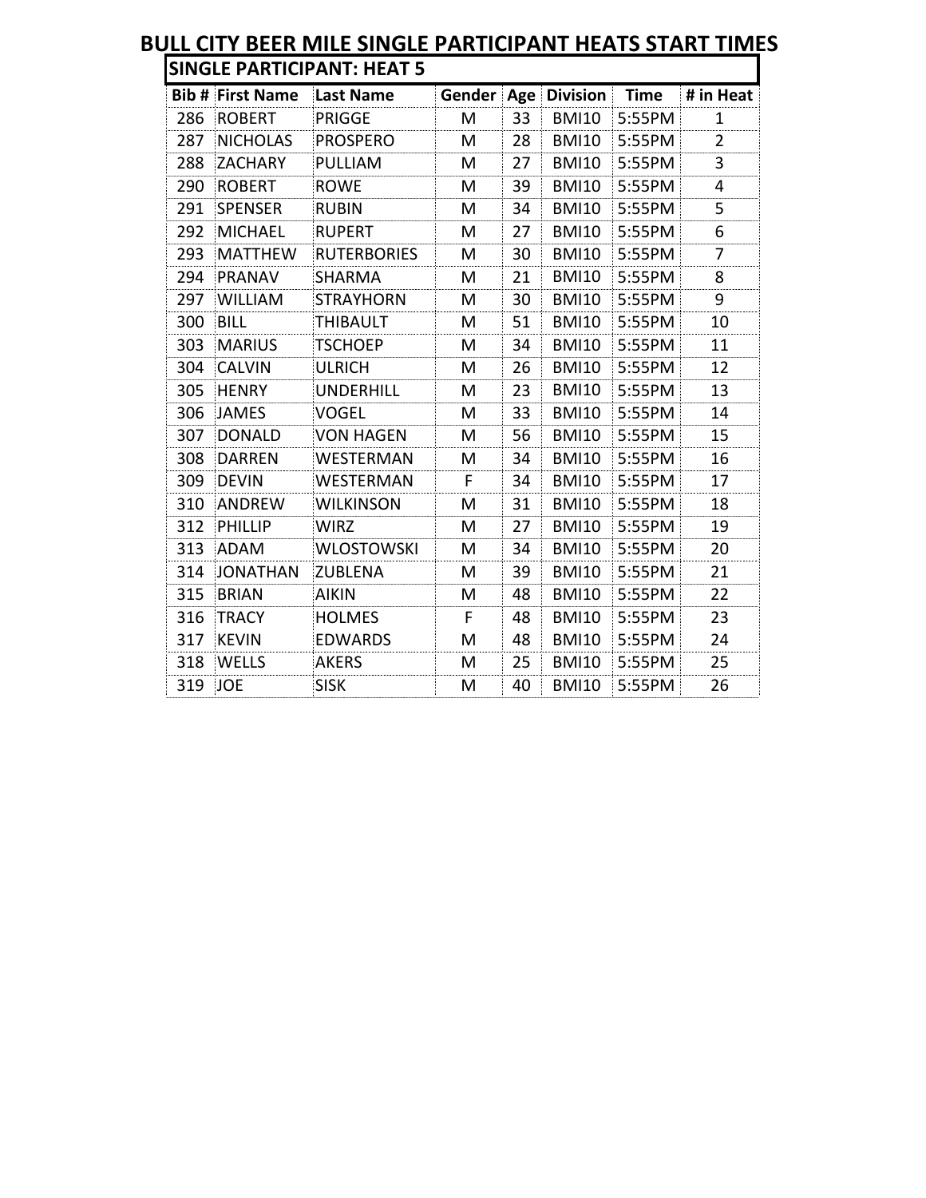# BULL CITY BEER MILE SINGLE PARTICIPANT HEATS START TIMES

## SINGLE PARTICIPANT: HEAT 5

| Bib # | First Name | Last Name | Gender | Age | Division | Time | # in Heat |
|---|---|---|---|---|---|---|---|
| 286 | ROBERT | PRIGGE | M | 33 | BMI10 | 5:55PM | 1 |
| 287 | NICHOLAS | PROSPERO | M | 28 | BMI10 | 5:55PM | 2 |
| 288 | ZACHARY | PULLIAM | M | 27 | BMI10 | 5:55PM | 3 |
| 290 | ROBERT | ROWE | M | 39 | BMI10 | 5:55PM | 4 |
| 291 | SPENSER | RUBIN | M | 34 | BMI10 | 5:55PM | 5 |
| 292 | MICHAEL | RUPERT | M | 27 | BMI10 | 5:55PM | 6 |
| 293 | MATTHEW | RUTERBORIES | M | 30 | BMI10 | 5:55PM | 7 |
| 294 | PRANAV | SHARMA | M | 21 | BMI10 | 5:55PM | 8 |
| 297 | WILLIAM | STRAYHORN | M | 30 | BMI10 | 5:55PM | 9 |
| 300 | BILL | THIBAULT | M | 51 | BMI10 | 5:55PM | 10 |
| 303 | MARIUS | TSCHOEP | M | 34 | BMI10 | 5:55PM | 11 |
| 304 | CALVIN | ULRICH | M | 26 | BMI10 | 5:55PM | 12 |
| 305 | HENRY | UNDERHILL | M | 23 | BMI10 | 5:55PM | 13 |
| 306 | JAMES | VOGEL | M | 33 | BMI10 | 5:55PM | 14 |
| 307 | DONALD | VON HAGEN | M | 56 | BMI10 | 5:55PM | 15 |
| 308 | DARREN | WESTERMAN | M | 34 | BMI10 | 5:55PM | 16 |
| 309 | DEVIN | WESTERMAN | F | 34 | BMI10 | 5:55PM | 17 |
| 310 | ANDREW | WILKINSON | M | 31 | BMI10 | 5:55PM | 18 |
| 312 | PHILLIP | WIRZ | M | 27 | BMI10 | 5:55PM | 19 |
| 313 | ADAM | WLOSTOWSKI | M | 34 | BMI10 | 5:55PM | 20 |
| 314 | JONATHAN | ZUBLENA | M | 39 | BMI10 | 5:55PM | 21 |
| 315 | BRIAN | AIKIN | M | 48 | BMI10 | 5:55PM | 22 |
| 316 | TRACY | HOLMES | F | 48 | BMI10 | 5:55PM | 23 |
| 317 | KEVIN | EDWARDS | M | 48 | BMI10 | 5:55PM | 24 |
| 318 | WELLS | AKERS | M | 25 | BMI10 | 5:55PM | 25 |
| 319 | JOE | SISK | M | 40 | BMI10 | 5:55PM | 26 |